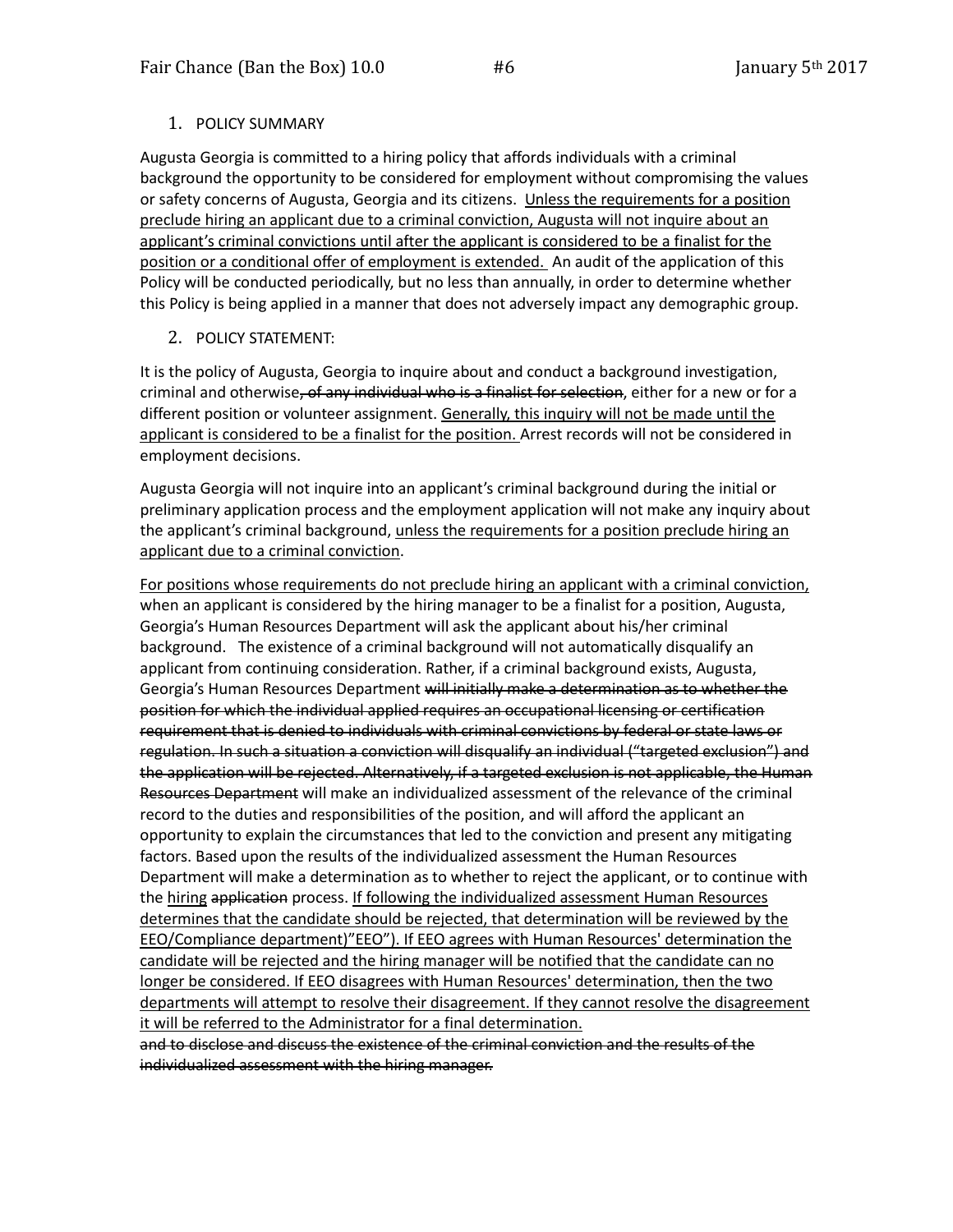1. POLICY SUMMARY

Augusta Georgia is committed to a hiring policy that affords individuals with a criminal background the opportunity to be considered for employment without compromising the values or safety concerns of Augusta, Georgia and its citizens. <u>Unless the requirements for a position preclude hiring an applicant due to a criminal conviction, Augusta will not inquire about an applicant's criminal convictions until after the applicant is considered to be a finalist for the position or a conditional offer of employment is extended.</u> An audit of the application of this Policy will be conducted periodically, but no less than annually, in order to determine whether this Policy is being applied in a manner that does not adversely impact any demographic group.

2. POLICY STATEMENT:

It is the policy of Augusta, Georgia to inquire about and conduct a background investigation, criminal and otherwise~~, of any individual who is a finalist for selection~~, either for a new or for a different position or volunteer assignment. <u>Generally, this inquiry will not be made until the applicant is considered to be a finalist for the position.</u> Arrest records will not be considered in employment decisions.

Augusta Georgia will not inquire into an applicant's criminal background during the initial or preliminary application process and the employment application will not make any inquiry about the applicant's criminal background, <u>unless the requirements for a position preclude hiring an applicant due to a criminal conviction</u>.

<u>For positions whose requirements do not preclude hiring an applicant with a criminal conviction,</u> when an applicant is considered by the hiring manager to be a finalist for a position, Augusta, Georgia's Human Resources Department will ask the applicant about his/her criminal background. The existence of a criminal background will not automatically disqualify an applicant from continuing consideration. Rather, if a criminal background exists, Augusta, Georgia's Human Resources Department ~~will initially make a determination as to whether the position for which the individual applied requires an occupational licensing or certification requirement that is denied to individuals with criminal convictions by federal or state laws or regulation. In such a situation a conviction will disqualify an individual ("targeted exclusion") and the application will be rejected. Alternatively, if a targeted exclusion is not applicable, the Human Resources Department~~ will make an individualized assessment of the relevance of the criminal record to the duties and responsibilities of the position, and will afford the applicant an opportunity to explain the circumstances that led to the conviction and present any mitigating factors. Based upon the results of the individualized assessment the Human Resources Department will make a determination as to whether to reject the applicant, or to continue with the <u>hiring</u> ~~application~~ process. <u>If following the individualized assessment Human Resources determines that the candidate should be rejected, that determination will be reviewed by the EEO/Compliance department)"EEO"). If EEO agrees with Human Resources' determination the candidate will be rejected and the hiring manager will be notified that the candidate can no longer be considered. If EEO disagrees with Human Resources' determination, then the two departments will attempt to resolve their disagreement. If they cannot resolve the disagreement it will be referred to the Administrator for a final determination.</u>
~~and to disclose and discuss the existence of the criminal conviction and the results of the individualized assessment with the hiring manager.~~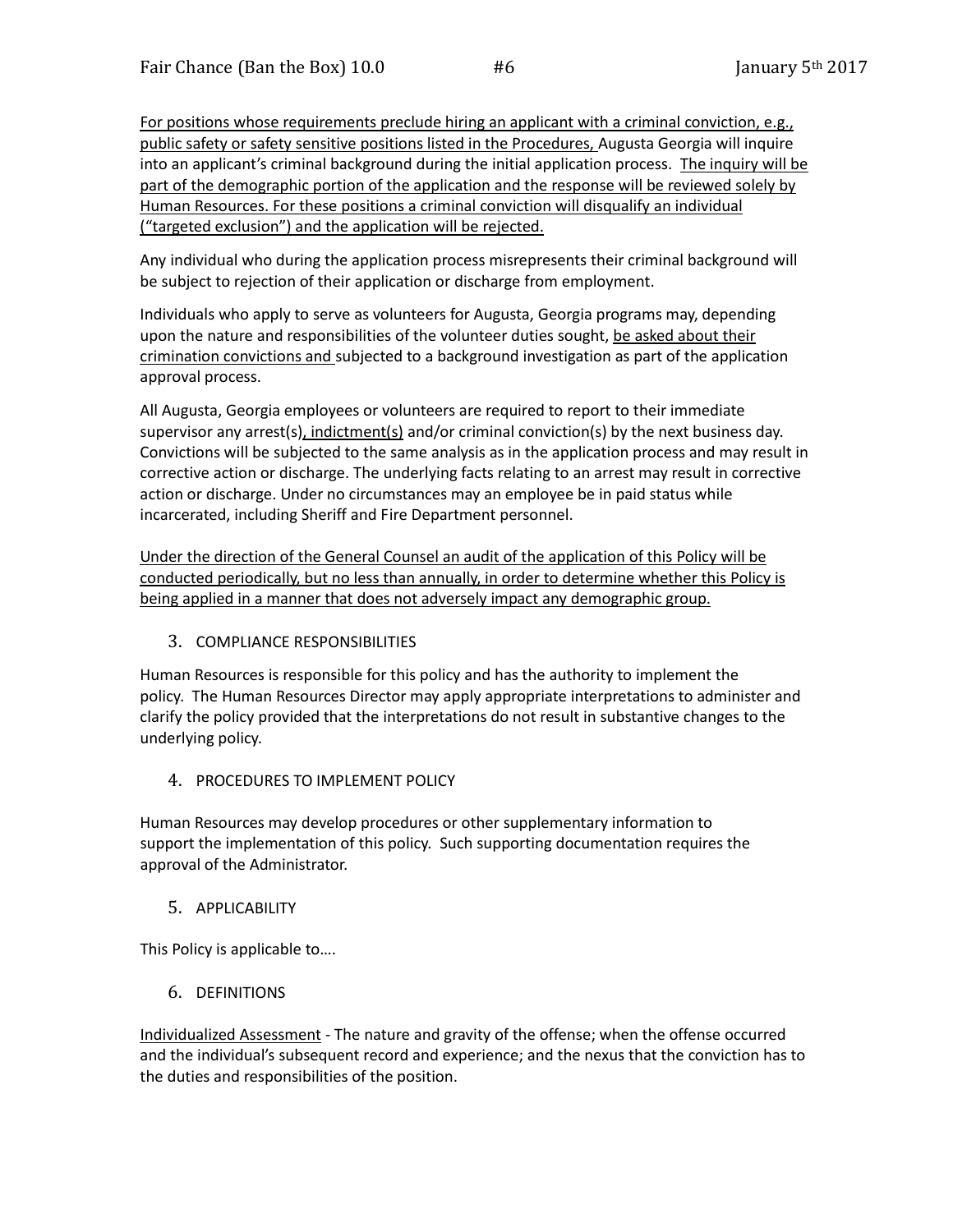For positions whose requirements preclude hiring an applicant with a criminal conviction, e.g., public safety or safety sensitive positions listed in the Procedures, Augusta Georgia will inquire into an applicant's criminal background during the initial application process. The inquiry will be part of the demographic portion of the application and the response will be reviewed solely by Human Resources. For these positions a criminal conviction will disqualify an individual ("targeted exclusion") and the application will be rejected.

Any individual who during the application process misrepresents their criminal background will be subject to rejection of their application or discharge from employment.

Individuals who apply to serve as volunteers for Augusta, Georgia programs may, depending upon the nature and responsibilities of the volunteer duties sought, be asked about their crimination convictions and subjected to a background investigation as part of the application approval process.

All Augusta, Georgia employees or volunteers are required to report to their immediate supervisor any arrest(s), indictment(s) and/or criminal conviction(s) by the next business day. Convictions will be subjected to the same analysis as in the application process and may result in corrective action or discharge. The underlying facts relating to an arrest may result in corrective action or discharge. Under no circumstances may an employee be in paid status while incarcerated, including Sheriff and Fire Department personnel.

Under the direction of the General Counsel an audit of the application of this Policy will be conducted periodically, but no less than annually, in order to determine whether this Policy is being applied in a manner that does not adversely impact any demographic group.

## 3. COMPLIANCE RESPONSIBILITIES

Human Resources is responsible for this policy and has the authority to implement the policy. The Human Resources Director may apply appropriate interpretations to administer and clarify the policy provided that the interpretations do not result in substantive changes to the underlying policy.

## 4. PROCEDURES TO IMPLEMENT POLICY

Human Resources may develop procedures or other supplementary information to support the implementation of this policy. Such supporting documentation requires the approval of the Administrator.

## 5. APPLICABILITY

This Policy is applicable to….

## 6. DEFINITIONS

Individualized Assessment - The nature and gravity of the offense; when the offense occurred and the individual's subsequent record and experience; and the nexus that the conviction has to the duties and responsibilities of the position.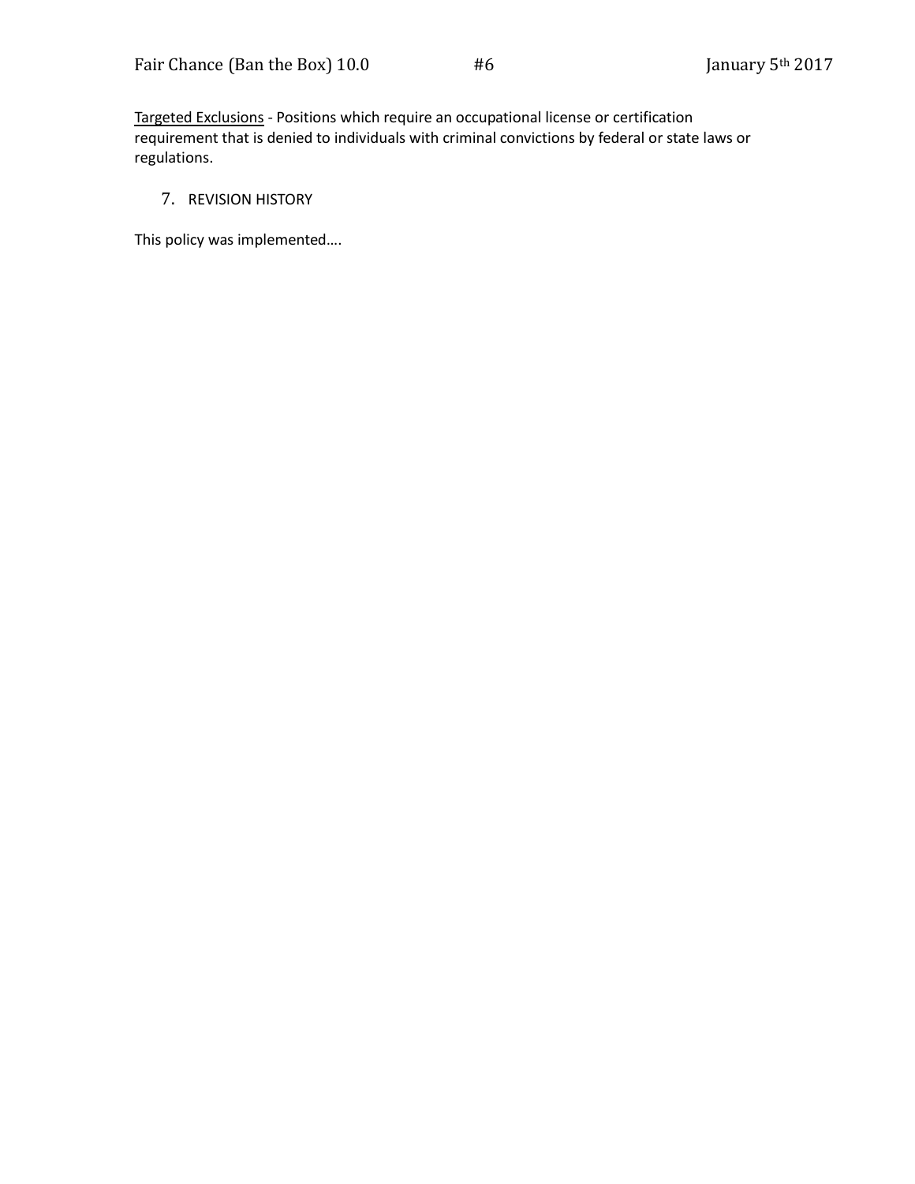<u>Targeted Exclusions</u> - Positions which require an occupational license or certification requirement that is denied to individuals with criminal convictions by federal or state laws or regulations.

7. REVISION HISTORY

This policy was implemented….